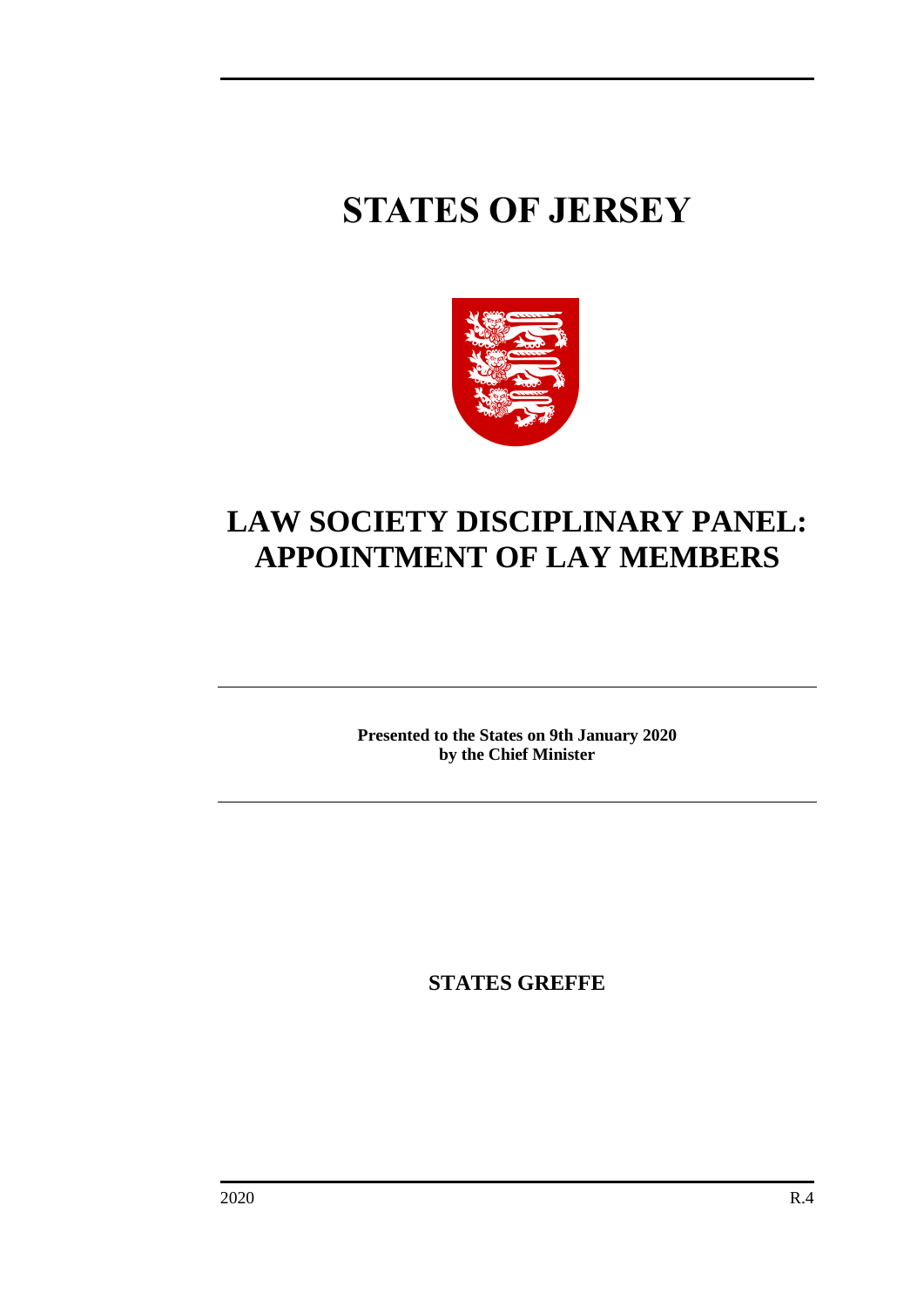# STATES OF JERSEY

## LAW SOCIETY DISCIPLINARY PANEL: APPOINTMENT OF LAY MEMBERS

**Presented to the States on 9th January 2020**
**by the Chief Minister**

**STATES GREFFE**

2020 R.4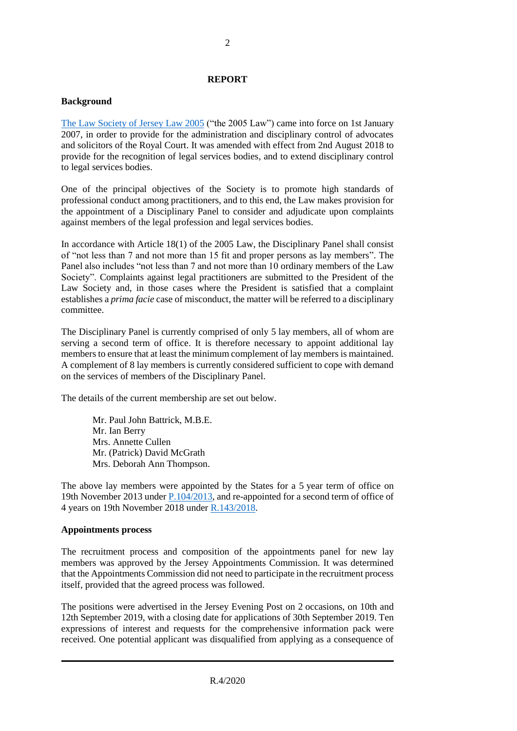## REPORT

### Background

[The Law Society of Jersey Law 2005](#) ("the 2005 Law") came into force on 1st January 2007, in order to provide for the administration and disciplinary control of advocates and solicitors of the Royal Court. It was amended with effect from 2nd August 2018 to provide for the recognition of legal services bodies, and to extend disciplinary control to legal services bodies.

One of the principal objectives of the Society is to promote high standards of professional conduct among practitioners, and to this end, the Law makes provision for the appointment of a Disciplinary Panel to consider and adjudicate upon complaints against members of the legal profession and legal services bodies.

In accordance with Article 18(1) of the 2005 Law, the Disciplinary Panel shall consist of "not less than 7 and not more than 15 fit and proper persons as lay members". The Panel also includes "not less than 7 and not more than 10 ordinary members of the Law Society". Complaints against legal practitioners are submitted to the President of the Law Society and, in those cases where the President is satisfied that a complaint establishes a *prima facie* case of misconduct, the matter will be referred to a disciplinary committee.

The Disciplinary Panel is currently comprised of only 5 lay members, all of whom are serving a second term of office. It is therefore necessary to appoint additional lay members to ensure that at least the minimum complement of lay members is maintained. A complement of 8 lay members is currently considered sufficient to cope with demand on the services of members of the Disciplinary Panel.

The details of the current membership are set out below.

Mr. Paul John Battrick, M.B.E.
Mr. Ian Berry
Mrs. Annette Cullen
Mr. (Patrick) David McGrath
Mrs. Deborah Ann Thompson.

The above lay members were appointed by the States for a 5 year term of office on 19th November 2013 under [P.104/2013](#), and re-appointed for a second term of office of 4 years on 19th November 2018 under [R.143/2018](#).

### Appointments process

The recruitment process and composition of the appointments panel for new lay members was approved by the Jersey Appointments Commission. It was determined that the Appointments Commission did not need to participate in the recruitment process itself, provided that the agreed process was followed.

The positions were advertised in the Jersey Evening Post on 2 occasions, on 10th and 12th September 2019, with a closing date for applications of 30th September 2019. Ten expressions of interest and requests for the comprehensive information pack were received. One potential applicant was disqualified from applying as a consequence of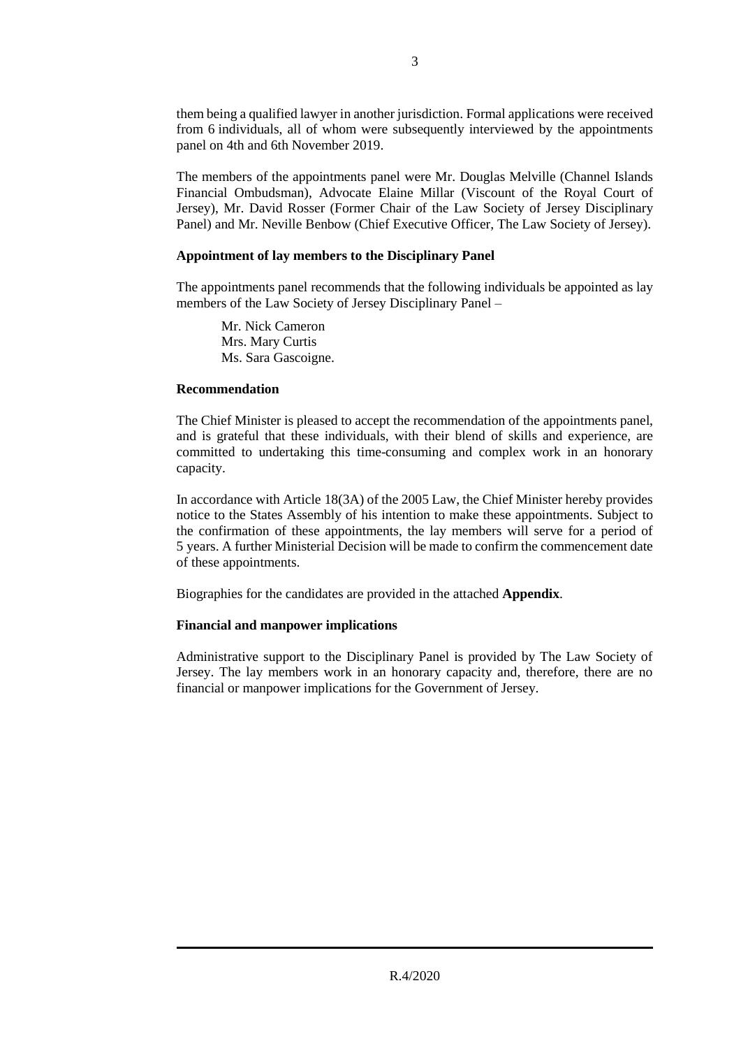them being a qualified lawyer in another jurisdiction. Formal applications were received from 6 individuals, all of whom were subsequently interviewed by the appointments panel on 4th and 6th November 2019.

The members of the appointments panel were Mr. Douglas Melville (Channel Islands Financial Ombudsman), Advocate Elaine Millar (Viscount of the Royal Court of Jersey), Mr. David Rosser (Former Chair of the Law Society of Jersey Disciplinary Panel) and Mr. Neville Benbow (Chief Executive Officer, The Law Society of Jersey).

**Appointment of lay members to the Disciplinary Panel**

The appointments panel recommends that the following individuals be appointed as lay members of the Law Society of Jersey Disciplinary Panel –

Mr. Nick Cameron
Mrs. Mary Curtis
Ms. Sara Gascoigne.

**Recommendation**

The Chief Minister is pleased to accept the recommendation of the appointments panel, and is grateful that these individuals, with their blend of skills and experience, are committed to undertaking this time-consuming and complex work in an honorary capacity.

In accordance with Article 18(3A) of the 2005 Law, the Chief Minister hereby provides notice to the States Assembly of his intention to make these appointments. Subject to the confirmation of these appointments, the lay members will serve for a period of 5 years. A further Ministerial Decision will be made to confirm the commencement date of these appointments.

Biographies for the candidates are provided in the attached **Appendix**.

**Financial and manpower implications**

Administrative support to the Disciplinary Panel is provided by The Law Society of Jersey. The lay members work in an honorary capacity and, therefore, there are no financial or manpower implications for the Government of Jersey.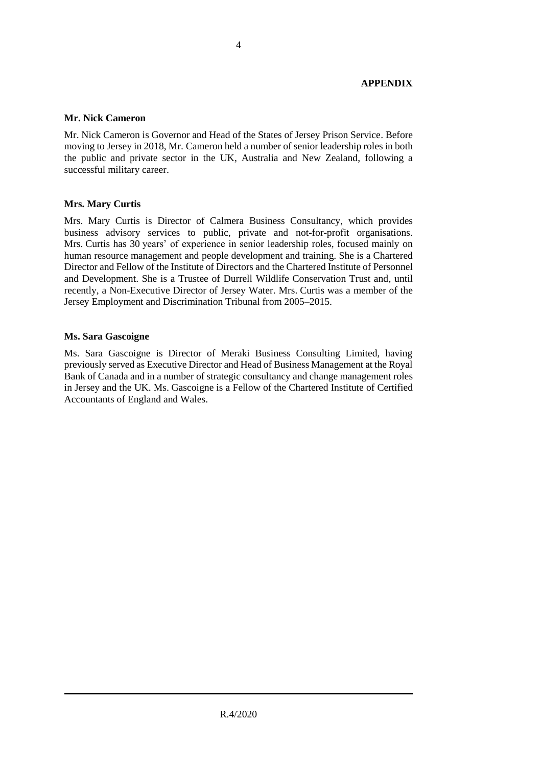**APPENDIX**

**Mr. Nick Cameron**

Mr. Nick Cameron is Governor and Head of the States of Jersey Prison Service. Before moving to Jersey in 2018, Mr. Cameron held a number of senior leadership roles in both the public and private sector in the UK, Australia and New Zealand, following a successful military career.

**Mrs. Mary Curtis**

Mrs. Mary Curtis is Director of Calmera Business Consultancy, which provides business advisory services to public, private and not-for-profit organisations. Mrs. Curtis has 30 years' of experience in senior leadership roles, focused mainly on human resource management and people development and training. She is a Chartered Director and Fellow of the Institute of Directors and the Chartered Institute of Personnel and Development. She is a Trustee of Durrell Wildlife Conservation Trust and, until recently, a Non-Executive Director of Jersey Water. Mrs. Curtis was a member of the Jersey Employment and Discrimination Tribunal from 2005–2015.

**Ms. Sara Gascoigne**

Ms. Sara Gascoigne is Director of Meraki Business Consulting Limited, having previously served as Executive Director and Head of Business Management at the Royal Bank of Canada and in a number of strategic consultancy and change management roles in Jersey and the UK. Ms. Gascoigne is a Fellow of the Chartered Institute of Certified Accountants of England and Wales.